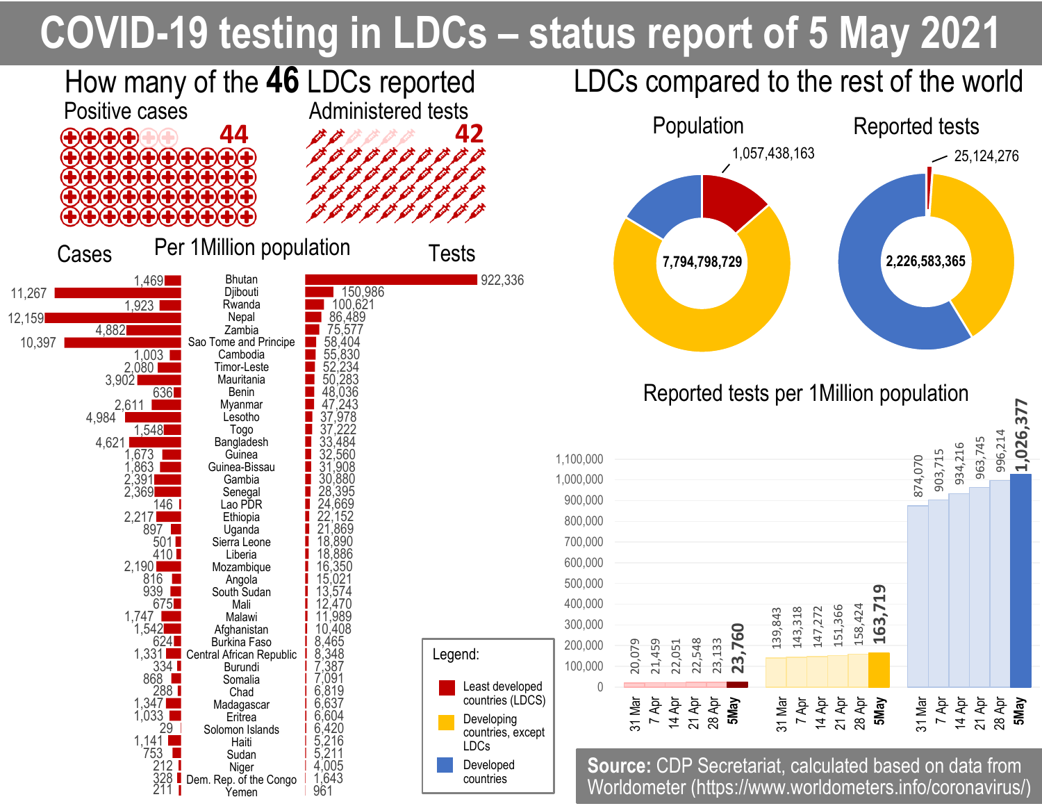# COVID-19 testing in LDCs – status report of 5 May 2021

## How many of the **46** LDCs reported

Positive cases: **44**

Administered tests: **42**

## Per 1Million population

| Cases | Country | Tests |
|---|---|---|
| 1,469 | Bhutan | 922,336 |
| 11,267 | Djibouti | 150,986 |
| 1,923 | Rwanda | 100,621 |
| 12,159 | Nepal | 86,489 |
| 4,882 | Zambia | 75,577 |
| 10,397 | Sao Tome and Principe | 58,404 |
| 1,003 | Cambodia | 55,830 |
| 2,080 | Timor-Leste | 52,234 |
| 3,902 | Mauritania | 50,283 |
| 636 | Benin | 48,036 |
| 2,611 | Myanmar | 47,243 |
| 4,984 | Lesotho | 37,978 |
| 1,548 | Togo | 37,222 |
| 4,621 | Bangladesh | 33,484 |
| 1,673 | Guinea | 32,560 |
| 1,863 | Guinea-Bissau | 31,908 |
| 2,391 | Gambia | 30,880 |
| 2,369 | Senegal | 28,395 |
| 146 | Lao PDR | 24,669 |
| 2,217 | Ethiopia | 22,152 |
| 897 | Uganda | 21,869 |
| 501 | Sierra Leone | 18,890 |
| 410 | Liberia | 18,886 |
| 2,190 | Mozambique | 16,350 |
| 816 | Angola | 15,021 |
| 939 | South Sudan | 13,574 |
| 675 | Mali | 12,470 |
| 1,747 | Malawi | 11,989 |
| 1,542 | Afghanistan | 10,408 |
| 624 | Burkina Faso | 8,465 |
| 1,331 | Central African Republic | 8,348 |
| 334 | Burundi | 7,387 |
| 868 | Somalia | 7,091 |
| 288 | Chad | 6,819 |
| 1,347 | Madagascar | 6,637 |
| 1,033 | Eritrea | 6,604 |
| 29 | Solomon Islands | 6,420 |
| 1,141 | Haiti | 5,216 |
| 753 | Sudan | 5,211 |
| 212 | Niger | 4,005 |
| 328 | Dem. Rep. of the Congo | 1,643 |
| 211 | Yemen | 961 |

## LDCs compared to the rest of the world

**Population:** total 7,794,798,729; LDCs 1,057,438,163

**Reported tests:** total 2,226,583,365; LDCs 25,124,276

## Reported tests per 1Million population

| Date | Least developed countries (LDCS) | Developing countries, except LDCs | Developed countries |
|---|---|---|---|
| 31 Mar | 20,079 | 139,843 | 874,070 |
| 7 Apr | 21,459 | 143,318 | 903,715 |
| 14 Apr | 22,051 | 147,272 | 934,216 |
| 21 Apr | 22,548 | 151,366 | 963,745 |
| 28 Apr | 23,133 | 158,424 | 996,214 |
| 5May | **23,760** | **163,719** | **1,026,377** |

**Source:** CDP Secretariat, calculated based on data from Worldometer (https://www.worldometers.info/coronavirus/)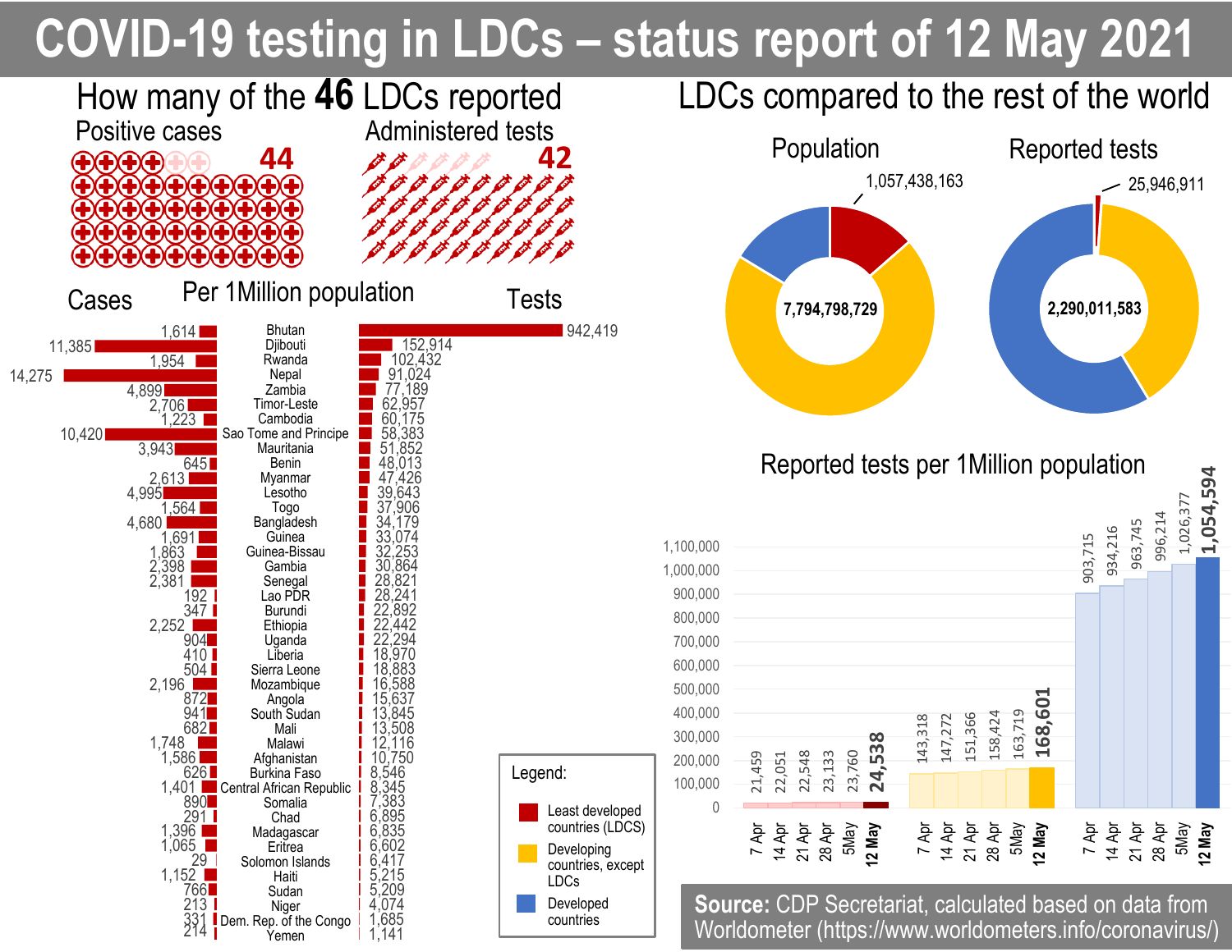# COVID-19 testing in LDCs – status report of 12 May 2021

## How many of the **46** LDCs reported

Positive cases: **44**

Administered tests: **42**

## Per 1Million population

| Cases | Country | Tests |
|---|---|---|
| 1,614 | Bhutan | 942,419 |
| 11,385 | Djibouti | 152,914 |
| 1,954 | Rwanda | 102,432 |
| 14,275 | Nepal | 91,024 |
| 4,899 | Zambia | 77,189 |
| 2,706 | Timor-Leste | 62,957 |
| 1,223 | Cambodia | 60,175 |
| 10,420 | Sao Tome and Principe | 58,383 |
| 3,943 | Mauritania | 51,852 |
| 645 | Benin | 48,013 |
| 2,613 | Myanmar | 47,426 |
| 4,995 | Lesotho | 39,643 |
| 1,564 | Togo | 37,906 |
| 4,680 | Bangladesh | 34,179 |
| 1,691 | Guinea | 33,074 |
| 1,863 | Guinea-Bissau | 32,253 |
| 2,398 | Gambia | 30,864 |
| 2,381 | Senegal | 28,821 |
| 192 | Lao PDR | 28,241 |
| 347 | Burundi | 22,892 |
| 2,252 | Ethiopia | 22,442 |
| 904 | Uganda | 22,294 |
| 410 | Liberia | 18,970 |
| 504 | Sierra Leone | 18,883 |
| 2,196 | Mozambique | 16,588 |
| 872 | Angola | 15,637 |
| 941 | South Sudan | 13,845 |
| 682 | Mali | 13,508 |
| 1,748 | Malawi | 12,116 |
| 1,586 | Afghanistan | 10,750 |
| 626 | Burkina Faso | 8,546 |
| 1,401 | Central African Republic | 8,345 |
| 890 | Somalia | 7,383 |
| 291 | Chad | 6,895 |
| 1,396 | Madagascar | 6,835 |
| 1,065 | Eritrea | 6,602 |
| 29 | Solomon Islands | 6,417 |
| 1,152 | Haiti | 5,215 |
| 766 | Sudan | 5,209 |
| 213 | Niger | 4,074 |
| 331 | Dem. Rep. of the Congo | 1,685 |
| 214 | Yemen | 1,141 |

## LDCs compared to the rest of the world

| | Total | LDCs |
|---|---|---|
| Population | 7,794,798,729 | 1,057,438,163 |
| Reported tests | 2,290,011,583 | 25,946,911 |

## Reported tests per 1Million population

| Date | Least developed countries (LDCS) | Developing countries, except LDCs | Developed countries |
|---|---|---|---|
| 7 Apr | 21,459 | 143,318 | 903,715 |
| 14 Apr | 22,051 | 147,272 | 934,216 |
| 21 Apr | 22,548 | 151,366 | 963,745 |
| 28 Apr | 23,133 | 158,424 | 996,214 |
| 5May | 23,760 | 163,719 | 1,026,377 |
| **12 May** | **24,538** | **168,601** | **1,054,594** |

Legend: Least developed countries (LDCS); Developing countries, except LDCs; Developed countries

**Source:** CDP Secretariat, calculated based on data from Worldometer (https://www.worldometers.info/coronavirus/)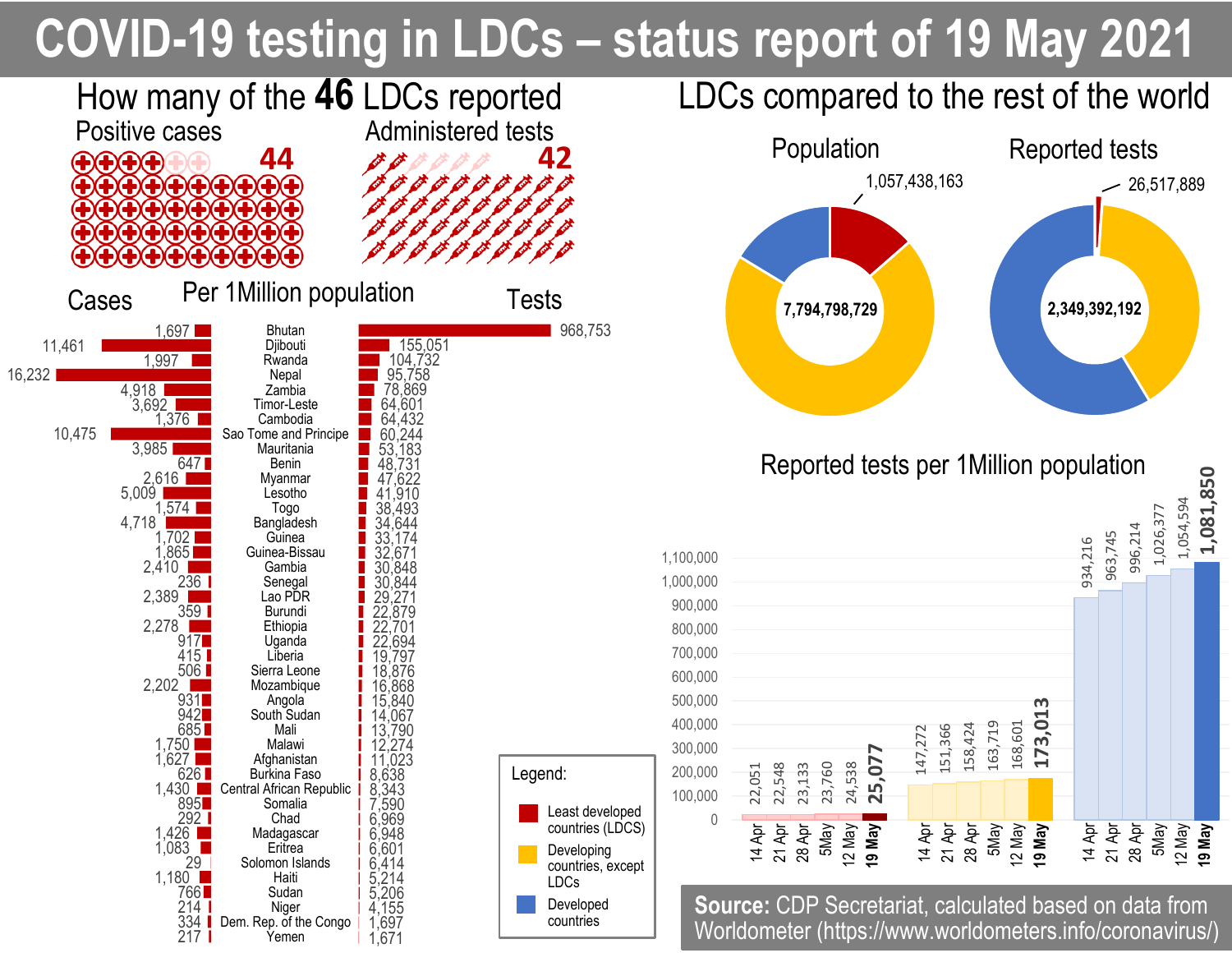# COVID-19 testing in LDCs – status report of 19 May 2021

## How many of the 46 LDCs reported

**Positive cases:** 44

**Administered tests:** 42

## Per 1Million population

| Cases | Country | Tests |
|---|---|---|
| 1,697 | Bhutan | 968,753 |
| 11,461 | Djibouti | 155,051 |
| 1,997 | Rwanda | 104,732 |
| 16,232 | Nepal | 95,758 |
| 4,918 | Zambia | 78,869 |
| 3,692 | Timor-Leste | 64,601 |
| 1,376 | Cambodia | 64,432 |
| 10,475 | Sao Tome and Principe | 60,244 |
| 3,985 | Mauritania | 53,183 |
| 647 | Benin | 48,731 |
| 2,616 | Myanmar | 47,622 |
| 5,009 | Lesotho | 41,910 |
| 1,574 | Togo | 38,493 |
| 4,718 | Bangladesh | 34,644 |
| 1,702 | Guinea | 33,174 |
| 1,865 | Guinea-Bissau | 32,671 |
| 2,410 | Gambia | 30,848 |
| 236 | Senegal | 30,844 |
| 2,389 | Lao PDR | 29,271 |
| 359 | Burundi | 22,879 |
| 2,278 | Ethiopia | 22,701 |
| 917 | Uganda | 22,694 |
| 415 | Liberia | 19,797 |
| 506 | Sierra Leone | 18,876 |
| 2,202 | Mozambique | 16,868 |
| 931 | Angola | 15,840 |
| 942 | South Sudan | 14,067 |
| 685 | Mali | 13,790 |
| 1,750 | Malawi | 12,274 |
| 1,627 | Afghanistan | 11,023 |
| 626 | Burkina Faso | 8,638 |
| 1,430 | Central African Republic | 8,343 |
| 895 | Somalia | 7,590 |
| 292 | Chad | 6,969 |
| 1,426 | Madagascar | 6,948 |
| 1,083 | Eritrea | 6,601 |
| 29 | Solomon Islands | 6,414 |
| 1,180 | Haiti | 5,214 |
| 766 | Sudan | 5,206 |
| 214 | Niger | 4,155 |
| 334 | Dem. Rep. of the Congo | 1,697 |
| 217 | Yemen | 1,671 |

## LDCs compared to the rest of the world

**Population:** total 7,794,798,729; LDCs 1,057,438,163

**Reported tests:** total 2,349,392,192; LDCs 26,517,889

## Reported tests per 1Million population

| Date | Least developed countries (LDCS) | Developing countries, except LDCs | Developed countries |
|---|---|---|---|
| 14 Apr | 22,051 | 147,272 | 934,216 |
| 21 Apr | 22,548 | 151,366 | 963,745 |
| 28 Apr | 23,133 | 158,424 | 996,214 |
| 5May | 23,760 | 163,719 | 1,026,377 |
| 12 May | 24,538 | 168,601 | 1,054,594 |
| **19 May** | **25,077** | **173,013** | **1,081,850** |

Legend: Least developed countries (LDCS); Developing countries, except LDCs; Developed countries

**Source:** CDP Secretariat, calculated based on data from Worldometer (https://www.worldometers.info/coronavirus/)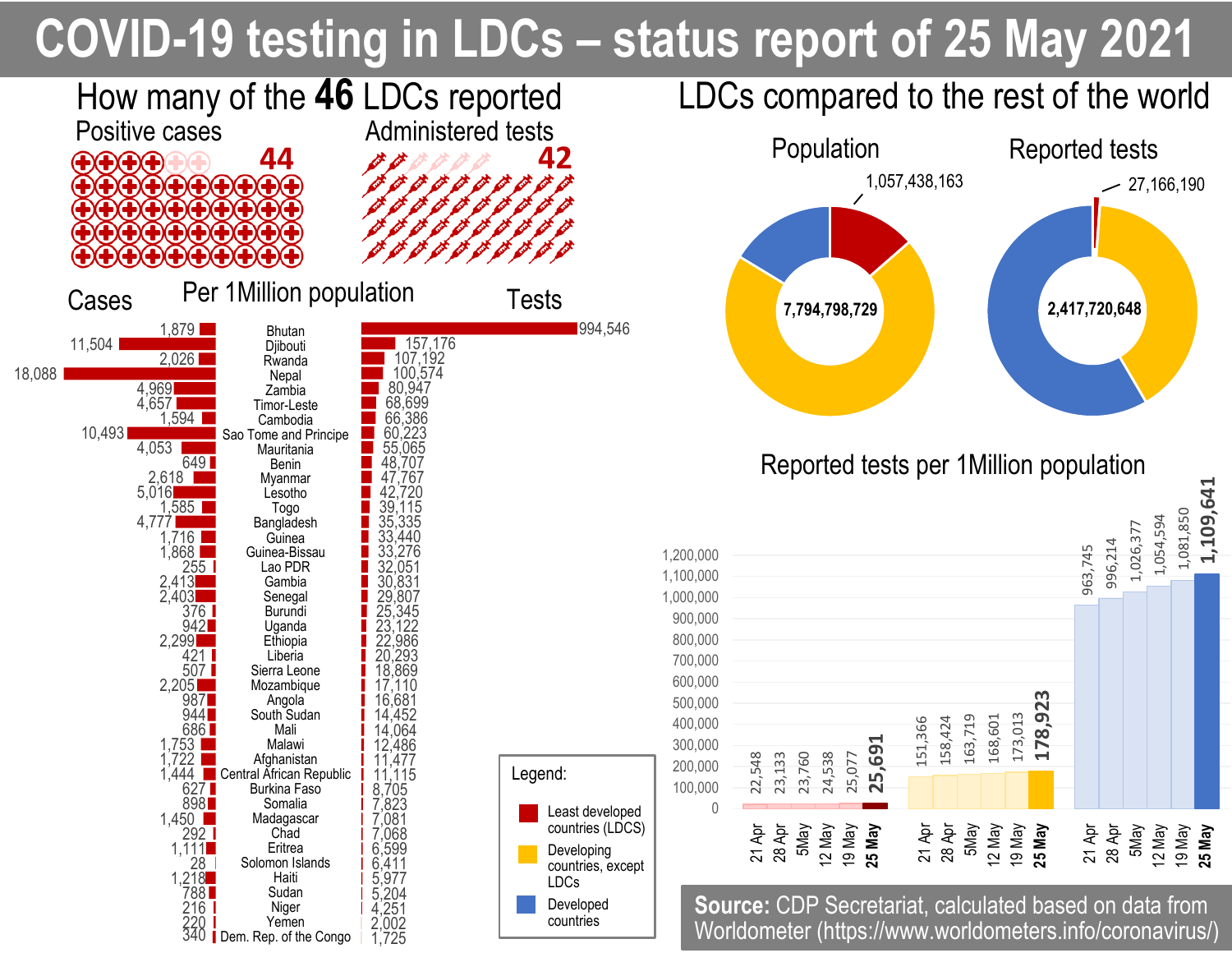# COVID-19 testing in LDCs – status report of 25 May 2021

## How many of the **46** LDCs reported

Positive cases
44

Administered tests
42

## Per 1Million population

Cases

Tests

| Cases | Country | Tests |
|---|---|---|
| 1,879 | Bhutan | 994,546 |
| 11,504 | Djibouti | 157,176 |
| 2,026 | Rwanda | 107,192 |
| 18,088 | Nepal | 100,574 |
| 4,969 | Zambia | 80,947 |
| 4,657 | Timor-Leste | 68,699 |
| 1,594 | Cambodia | 66,386 |
| 10,493 | Sao Tome and Principe | 60,223 |
| 4,053 | Mauritania | 55,065 |
| 649 | Benin | 48,707 |
| 2,618 | Myanmar | 47,767 |
| 5,016 | Lesotho | 42,720 |
| 1,585 | Togo | 39,115 |
| 4,777 | Bangladesh | 35,335 |
| 1,716 | Guinea | 33,440 |
| 1,868 | Guinea-Bissau | 33,276 |
| 255 | Lao PDR | 32,051 |
| 2,413 | Gambia | 30,831 |
| 2,403 | Senegal | 29,807 |
| 376 | Burundi | 25,345 |
| 942 | Uganda | 23,122 |
| 2,299 | Ethiopia | 22,986 |
| 421 | Liberia | 20,293 |
| 507 | Sierra Leone | 18,869 |
| 2,205 | Mozambique | 17,110 |
| 987 | Angola | 16,681 |
| 944 | South Sudan | 14,452 |
| 686 | Mali | 14,064 |
| 1,753 | Malawi | 12,486 |
| 1,722 | Afghanistan | 11,477 |
| 1,444 | Central African Republic | 11,115 |
| 627 | Burkina Faso | 8,705 |
| 898 | Somalia | 7,823 |
| 1,450 | Madagascar | 7,081 |
| 292 | Chad | 7,068 |
| 1,111 | Eritrea | 6,599 |
| 28 | Solomon Islands | 6,411 |
| 1,218 | Haiti | 5,977 |
| 788 | Sudan | 5,204 |
| 216 | Niger | 4,251 |
| 220 | Yemen | 2,002 |
| 340 | Dem. Rep. of the Congo | 1,725 |

## LDCs compared to the rest of the world

Population
1,057,438,163
7,794,798,729

Reported tests
27,166,190
2,417,720,648

## Reported tests per 1Million population

0
100,000
200,000
300,000
400,000
500,000
600,000
700,000
800,000
900,000
1,000,000
1,100,000
1,200,000

22,548
23,133
23,760
24,538
25,077
**25,691**

151,366
158,424
163,719
168,601
173,013
**178,923**

963,745
996,214
1,026,377
1,054,594
1,081,850
**1,109,641**

21 Apr
28 Apr
5May
12 May
19 May
**25 May**

Legend:
- Least developed countries (LDCS)
- Developing countries, except LDCs
- Developed countries

**Source:** CDP Secretariat, calculated based on data from Worldometer (https://www.worldometers.info/coronavirus/)